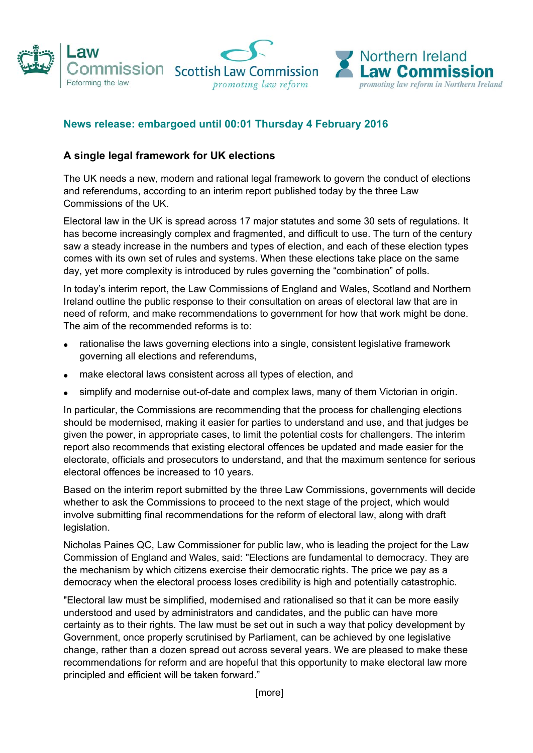Law Commission
Reforming the law

Scottish Law Commission
*promoting law reform*

Northern Ireland
Law Commission
*promoting law reform in Northern Ireland*

**News release: embargoed until 00:01 Thursday 4 February 2016**

## A single legal framework for UK elections

The UK needs a new, modern and rational legal framework to govern the conduct of elections and referendums, according to an interim report published today by the three Law Commissions of the UK.

Electoral law in the UK is spread across 17 major statutes and some 30 sets of regulations. It has become increasingly complex and fragmented, and difficult to use. The turn of the century saw a steady increase in the numbers and types of election, and each of these election types comes with its own set of rules and systems. When these elections take place on the same day, yet more complexity is introduced by rules governing the "combination" of polls.

In today's interim report, the Law Commissions of England and Wales, Scotland and Northern Ireland outline the public response to their consultation on areas of electoral law that are in need of reform, and make recommendations to government for how that work might be done. The aim of the recommended reforms is to:

- rationalise the laws governing elections into a single, consistent legislative framework governing all elections and referendums,
- make electoral laws consistent across all types of election, and
- simplify and modernise out-of-date and complex laws, many of them Victorian in origin.

In particular, the Commissions are recommending that the process for challenging elections should be modernised, making it easier for parties to understand and use, and that judges be given the power, in appropriate cases, to limit the potential costs for challengers. The interim report also recommends that existing electoral offences be updated and made easier for the electorate, officials and prosecutors to understand, and that the maximum sentence for serious electoral offences be increased to 10 years.

Based on the interim report submitted by the three Law Commissions, governments will decide whether to ask the Commissions to proceed to the next stage of the project, which would involve submitting final recommendations for the reform of electoral law, along with draft legislation.

Nicholas Paines QC, Law Commissioner for public law, who is leading the project for the Law Commission of England and Wales, said: "Elections are fundamental to democracy. They are the mechanism by which citizens exercise their democratic rights. The price we pay as a democracy when the electoral process loses credibility is high and potentially catastrophic.

"Electoral law must be simplified, modernised and rationalised so that it can be more easily understood and used by administrators and candidates, and the public can have more certainty as to their rights. The law must be set out in such a way that policy development by Government, once properly scrutinised by Parliament, can be achieved by one legislative change, rather than a dozen spread out across several years. We are pleased to make these recommendations for reform and are hopeful that this opportunity to make electoral law more principled and efficient will be taken forward."

[more]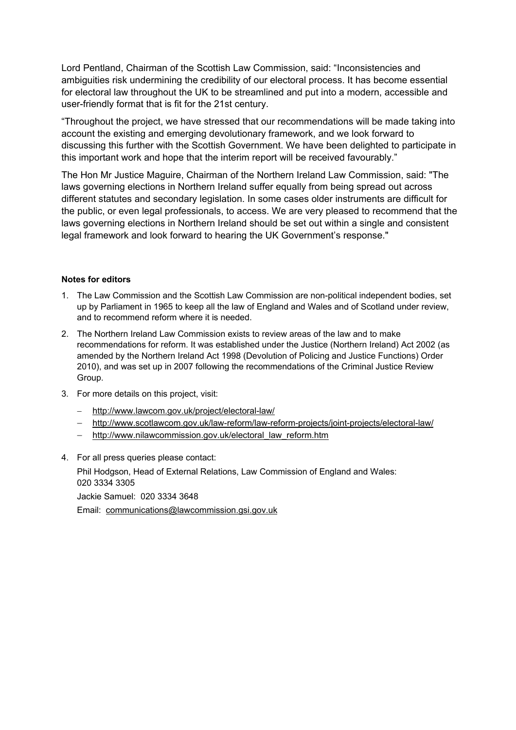Lord Pentland, Chairman of the Scottish Law Commission, said: "Inconsistencies and ambiguities risk undermining the credibility of our electoral process. It has become essential for electoral law throughout the UK to be streamlined and put into a modern, accessible and user-friendly format that is fit for the 21st century.

"Throughout the project, we have stressed that our recommendations will be made taking into account the existing and emerging devolutionary framework, and we look forward to discussing this further with the Scottish Government. We have been delighted to participate in this important work and hope that the interim report will be received favourably."

The Hon Mr Justice Maguire, Chairman of the Northern Ireland Law Commission, said: "The laws governing elections in Northern Ireland suffer equally from being spread out across different statutes and secondary legislation. In some cases older instruments are difficult for the public, or even legal professionals, to access. We are very pleased to recommend that the laws governing elections in Northern Ireland should be set out within a single and consistent legal framework and look forward to hearing the UK Government's response."

**Notes for editors**

1. The Law Commission and the Scottish Law Commission are non-political independent bodies, set up by Parliament in 1965 to keep all the law of England and Wales and of Scotland under review, and to recommend reform where it is needed.
2. The Northern Ireland Law Commission exists to review areas of the law and to make recommendations for reform. It was established under the Justice (Northern Ireland) Act 2002 (as amended by the Northern Ireland Act 1998 (Devolution of Policing and Justice Functions) Order 2010), and was set up in 2007 following the recommendations of the Criminal Justice Review Group.
3. For more details on this project, visit:
   - http://www.lawcom.gov.uk/project/electoral-law/
   - http://www.scotlawcom.gov.uk/law-reform/law-reform-projects/joint-projects/electoral-law/
   - http://www.nilawcommission.gov.uk/electoral_law_reform.htm
4. For all press queries please contact:

   Phil Hodgson, Head of External Relations, Law Commission of England and Wales: 020 3334 3305

   Jackie Samuel: 020 3334 3648

   Email: communications@lawcommission.gsi.gov.uk